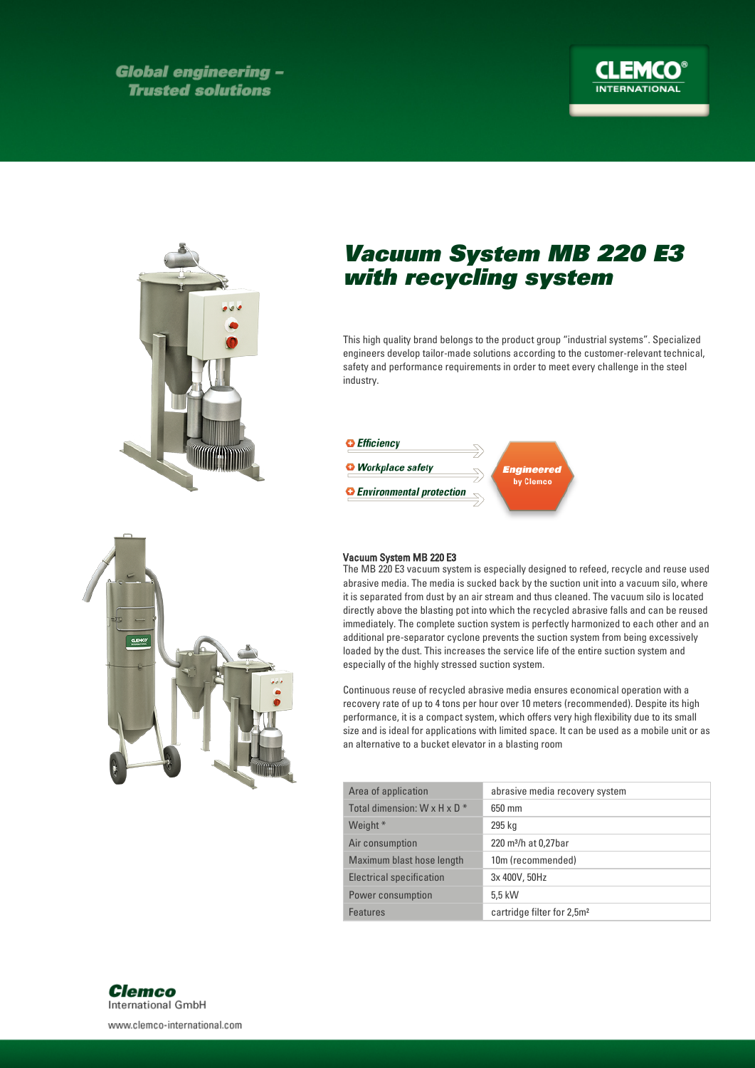Global engineering – Trusted solutions

CLEMCO® INTERNATIONAL

# Vacuum System MB 220 E3 with recycling system

This high quality brand belongs to the product group "industrial systems". Specialized engineers develop tailor-made solutions according to the customer-relevant technical, safety and performance requirements in order to meet every challenge in the steel industry.

- *Efficiency*
- *Workplace safety*
- *Environmental protection*

**Engineered** by Clemco

### Vacuum System MB 220 E3

The MB 220 E3 vacuum system is especially designed to refeed, recycle and reuse used abrasive media. The media is sucked back by the suction unit into a vacuum silo, where it is separated from dust by an air stream and thus cleaned. The vacuum silo is located directly above the blasting pot into which the recycled abrasive falls and can be reused immediately. The complete suction system is perfectly harmonized to each other and an additional pre-separator cyclone prevents the suction system from being excessively loaded by the dust. This increases the service life of the entire suction system and especially of the highly stressed suction system.

Continuous reuse of recycled abrasive media ensures economical operation with a recovery rate of up to 4 tons per hour over 10 meters (recommended). Despite its high performance, it is a compact system, which offers very high flexibility due to its small size and is ideal for applications with limited space. It can be used as a mobile unit or as an alternative to a bucket elevator in a blasting room

| | |
|---|---|
| Area of application | abrasive media recovery system |
| Total dimension: W x H x D * | 650 mm |
| Weight * | 295 kg |
| Air consumption | 220 m³/h at 0,27bar |
| Maximum blast hose length | 10m (recommended) |
| Electrical specification | 3x 400V, 50Hz |
| Power consumption | 5,5 kW |
| Features | cartridge filter for 2,5m² |

**Clemco** International GmbH

www.clemco-international.com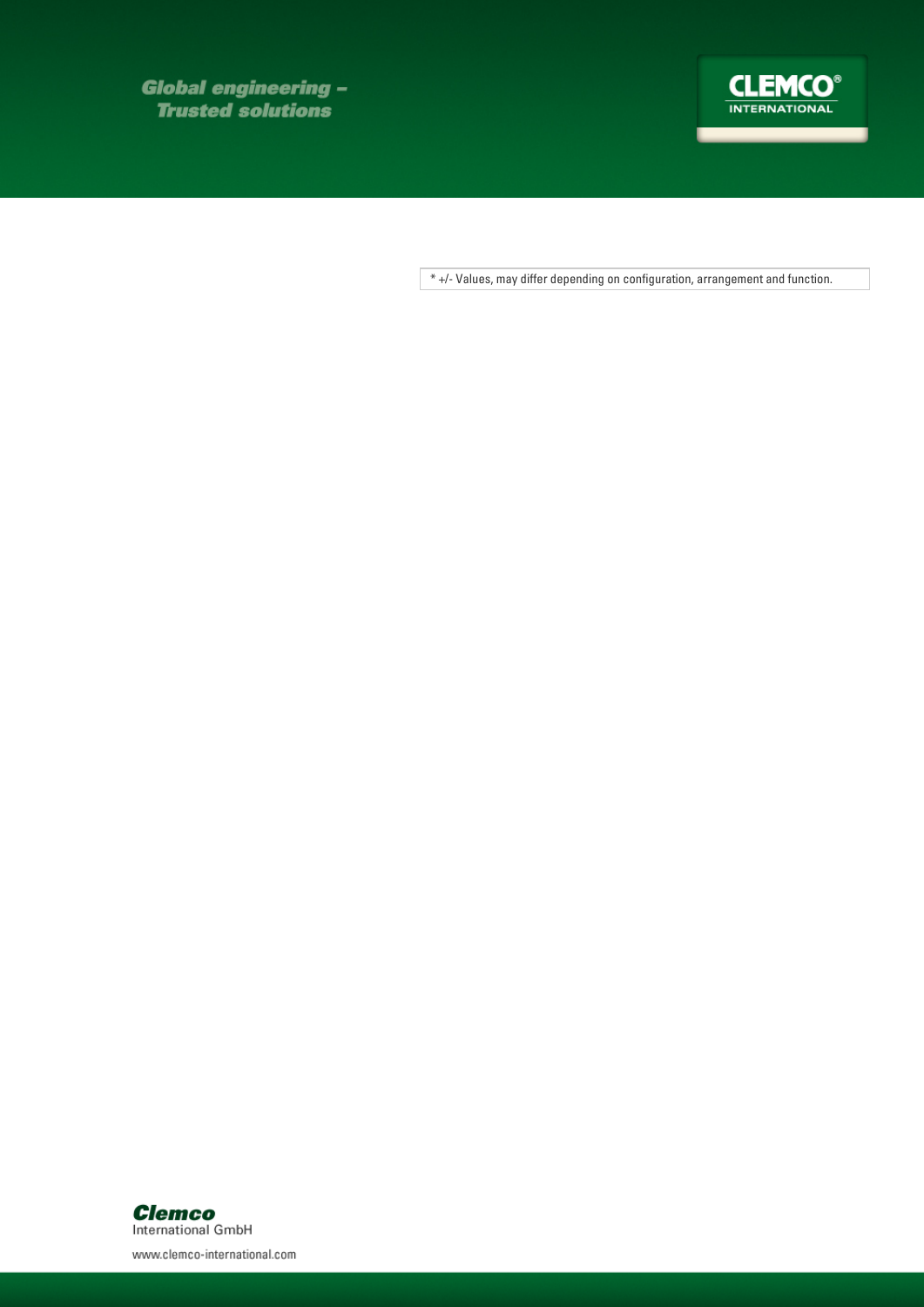Global engineering –
Trusted solutions

CLEMCO®
INTERNATIONAL

* +/- Values, may differ depending on configuration, arrangement and function.

Clemco
International GmbH

www.clemco-international.com